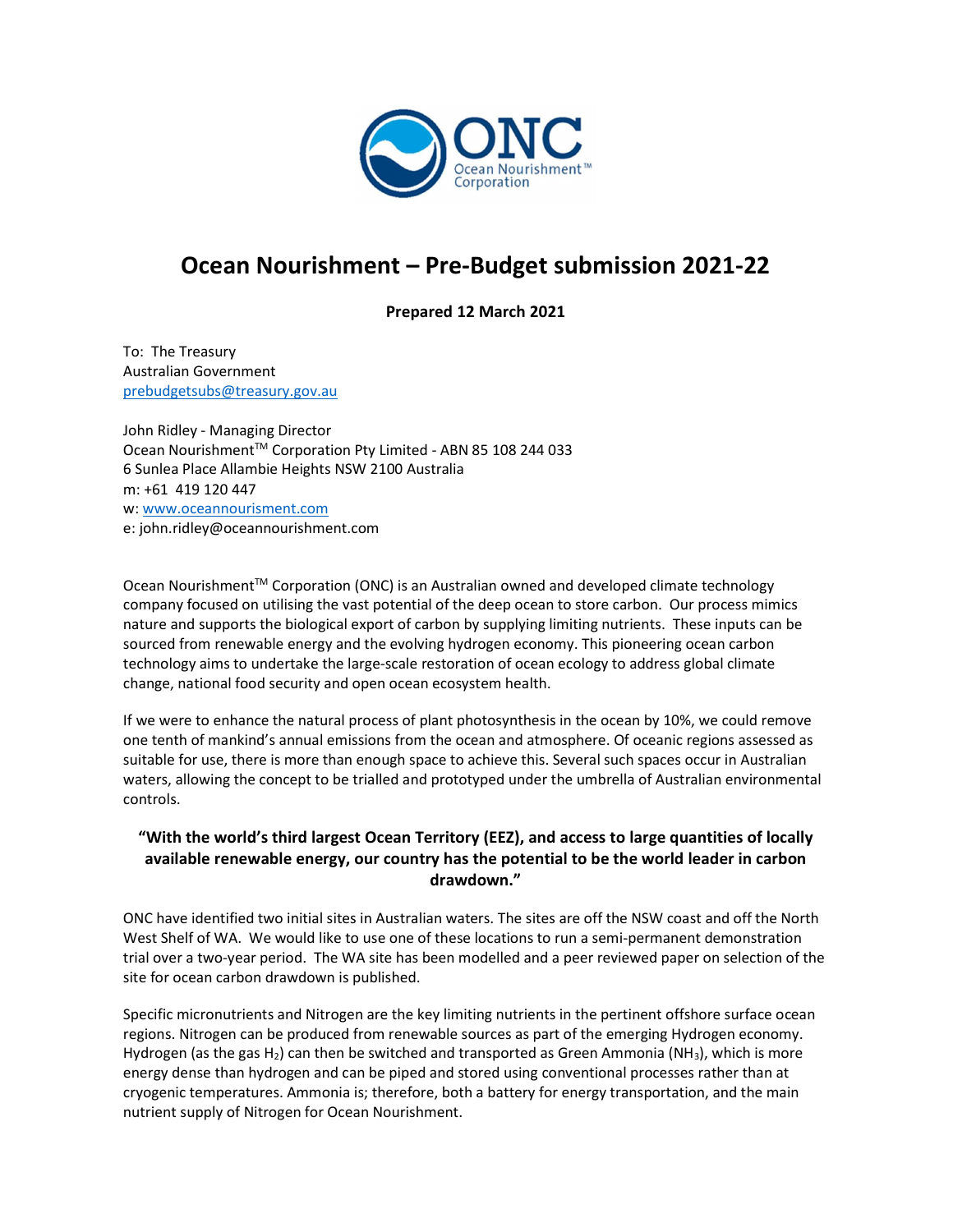# Ocean Nourishment – Pre-Budget submission 2021-22

**Prepared 12 March 2021**

To: The Treasury
Australian Government
prebudgetsubs@treasury.gov.au

John Ridley - Managing Director
Ocean Nourishment™ Corporation Pty Limited - ABN 85 108 244 033
6 Sunlea Place Allambie Heights NSW 2100 Australia
m: +61 419 120 447
w: www.oceannourisment.com
e: john.ridley@oceannourishment.com

Ocean Nourishment™ Corporation (ONC) is an Australian owned and developed climate technology company focused on utilising the vast potential of the deep ocean to store carbon. Our process mimics nature and supports the biological export of carbon by supplying limiting nutrients. These inputs can be sourced from renewable energy and the evolving hydrogen economy. This pioneering ocean carbon technology aims to undertake the large-scale restoration of ocean ecology to address global climate change, national food security and open ocean ecosystem health.

If we were to enhance the natural process of plant photosynthesis in the ocean by 10%, we could remove one tenth of mankind's annual emissions from the ocean and atmosphere. Of oceanic regions assessed as suitable for use, there is more than enough space to achieve this. Several such spaces occur in Australian waters, allowing the concept to be trialled and prototyped under the umbrella of Australian environmental controls.

**"With the world's third largest Ocean Territory (EEZ), and access to large quantities of locally available renewable energy, our country has the potential to be the world leader in carbon drawdown."**

ONC have identified two initial sites in Australian waters. The sites are off the NSW coast and off the North West Shelf of WA. We would like to use one of these locations to run a semi-permanent demonstration trial over a two-year period. The WA site has been modelled and a peer reviewed paper on selection of the site for ocean carbon drawdown is published.

Specific micronutrients and Nitrogen are the key limiting nutrients in the pertinent offshore surface ocean regions. Nitrogen can be produced from renewable sources as part of the emerging Hydrogen economy. Hydrogen (as the gas $H_2$) can then be switched and transported as Green Ammonia ($NH_3$), which is more energy dense than hydrogen and can be piped and stored using conventional processes rather than at cryogenic temperatures. Ammonia is; therefore, both a battery for energy transportation, and the main nutrient supply of Nitrogen for Ocean Nourishment.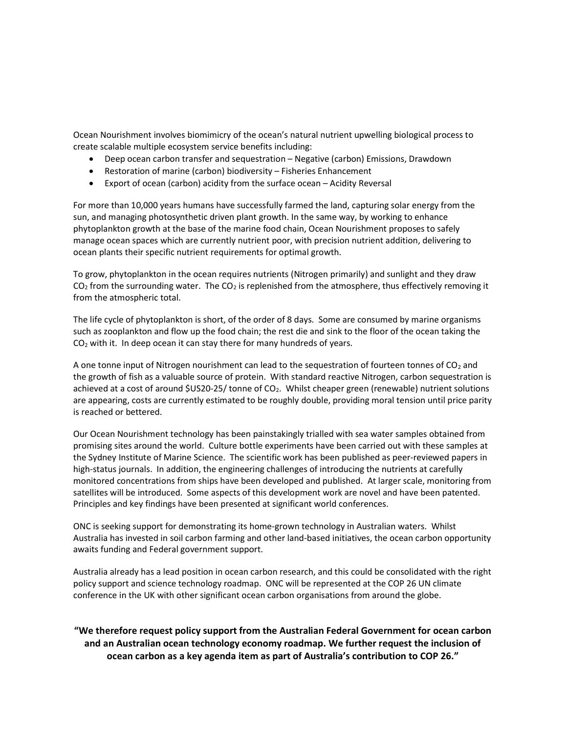Ocean Nourishment involves biomimicry of the ocean's natural nutrient upwelling biological process to create scalable multiple ecosystem service benefits including:

- Deep ocean carbon transfer and sequestration – Negative (carbon) Emissions, Drawdown
- Restoration of marine (carbon) biodiversity – Fisheries Enhancement
- Export of ocean (carbon) acidity from the surface ocean – Acidity Reversal

For more than 10,000 years humans have successfully farmed the land, capturing solar energy from the sun, and managing photosynthetic driven plant growth. In the same way, by working to enhance phytoplankton growth at the base of the marine food chain, Ocean Nourishment proposes to safely manage ocean spaces which are currently nutrient poor, with precision nutrient addition, delivering to ocean plants their specific nutrient requirements for optimal growth.

To grow, phytoplankton in the ocean requires nutrients (Nitrogen primarily) and sunlight and they draw $CO_2$ from the surrounding water. The $CO_2$ is replenished from the atmosphere, thus effectively removing it from the atmospheric total.

The life cycle of phytoplankton is short, of the order of 8 days. Some are consumed by marine organisms such as zooplankton and flow up the food chain; the rest die and sink to the floor of the ocean taking the $CO_2$ with it. In deep ocean it can stay there for many hundreds of years.

A one tonne input of Nitrogen nourishment can lead to the sequestration of fourteen tonnes of $CO_2$ and the growth of fish as a valuable source of protein. With standard reactive Nitrogen, carbon sequestration is achieved at a cost of around $US20-25/ tonne of $CO_2$. Whilst cheaper green (renewable) nutrient solutions are appearing, costs are currently estimated to be roughly double, providing moral tension until price parity is reached or bettered.

Our Ocean Nourishment technology has been painstakingly trialled with sea water samples obtained from promising sites around the world. Culture bottle experiments have been carried out with these samples at the Sydney Institute of Marine Science. The scientific work has been published as peer-reviewed papers in high-status journals. In addition, the engineering challenges of introducing the nutrients at carefully monitored concentrations from ships have been developed and published. At larger scale, monitoring from satellites will be introduced. Some aspects of this development work are novel and have been patented. Principles and key findings have been presented at significant world conferences.

ONC is seeking support for demonstrating its home-grown technology in Australian waters. Whilst Australia has invested in soil carbon farming and other land-based initiatives, the ocean carbon opportunity awaits funding and Federal government support.

Australia already has a lead position in ocean carbon research, and this could be consolidated with the right policy support and science technology roadmap. ONC will be represented at the COP 26 UN climate conference in the UK with other significant ocean carbon organisations from around the globe.

**"We therefore request policy support from the Australian Federal Government for ocean carbon and an Australian ocean technology economy roadmap. We further request the inclusion of ocean carbon as a key agenda item as part of Australia's contribution to COP 26."**